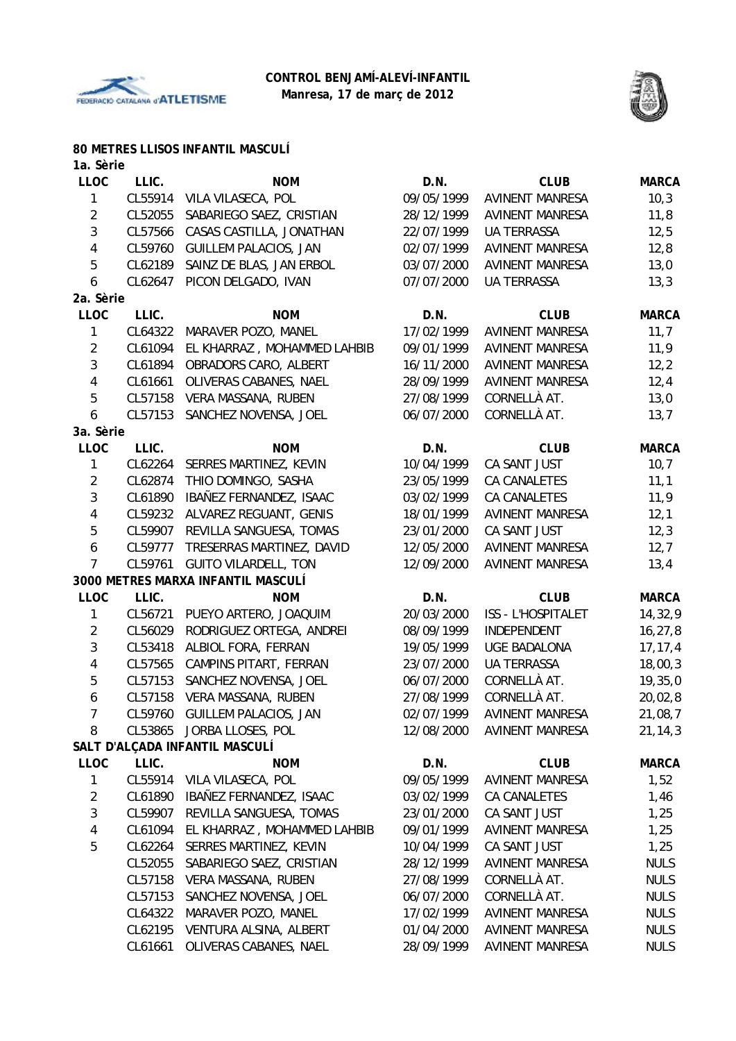**CONTROL BENJAMÍ-ALEVÍ-INFANTIL**
**Manresa, 17 de març de 2012**

## 80 METRES LLISOS INFANTIL MASCULÍ

### 1a. Sèrie

| LLOC | LLIC. | NOM | D.N. | CLUB | MARCA |
|---|---|---|---|---|---|
| 1 | CL55914 | VILA VILASECA, POL | 09/05/1999 | AVINENT MANRESA | 10,3 |
| 2 | CL52055 | SABARIEGO SAEZ, CRISTIAN | 28/12/1999 | AVINENT MANRESA | 11,8 |
| 3 | CL57566 | CASAS CASTILLA, JONATHAN | 22/07/1999 | UA TERRASSA | 12,5 |
| 4 | CL59760 | GUILLEM PALACIOS, JAN | 02/07/1999 | AVINENT MANRESA | 12,8 |
| 5 | CL62189 | SAINZ DE BLAS, JAN ERBOL | 03/07/2000 | AVINENT MANRESA | 13,0 |
| 6 | CL62647 | PICON DELGADO, IVAN | 07/07/2000 | UA TERRASSA | 13,3 |

### 2a. Sèrie

| LLOC | LLIC. | NOM | D.N. | CLUB | MARCA |
|---|---|---|---|---|---|
| 1 | CL64322 | MARAVER POZO, MANEL | 17/02/1999 | AVINENT MANRESA | 11,7 |
| 2 | CL61094 | EL KHARRAZ , MOHAMMED LAHBIB | 09/01/1999 | AVINENT MANRESA | 11,9 |
| 3 | CL61894 | OBRADORS CARO, ALBERT | 16/11/2000 | AVINENT MANRESA | 12,2 |
| 4 | CL61661 | OLIVERAS CABANES, NAEL | 28/09/1999 | AVINENT MANRESA | 12,4 |
| 5 | CL57158 | VERA MASSANA, RUBEN | 27/08/1999 | CORNELLÀ AT. | 13,0 |
| 6 | CL57153 | SANCHEZ NOVENSA, JOEL | 06/07/2000 | CORNELLÀ AT. | 13,7 |

### 3a. Sèrie

| LLOC | LLIC. | NOM | D.N. | CLUB | MARCA |
|---|---|---|---|---|---|
| 1 | CL62264 | SERRES MARTINEZ, KEVIN | 10/04/1999 | CA SANT JUST | 10,7 |
| 2 | CL62874 | THIO DOMINGO, SASHA | 23/05/1999 | CA CANALETES | 11,1 |
| 3 | CL61890 | IBAÑEZ FERNANDEZ, ISAAC | 03/02/1999 | CA CANALETES | 11,9 |
| 4 | CL59232 | ALVAREZ REGUANT, GENIS | 18/01/1999 | AVINENT MANRESA | 12,1 |
| 5 | CL59907 | REVILLA SANGUESA, TOMAS | 23/01/2000 | CA SANT JUST | 12,3 |
| 6 | CL59777 | TRESERRAS MARTINEZ, DAVID | 12/05/2000 | AVINENT MANRESA | 12,7 |
| 7 | CL59761 | GUITO VILARDELL, TON | 12/09/2000 | AVINENT MANRESA | 13,4 |

## 3000 METRES MARXA INFANTIL MASCULÍ

| LLOC | LLIC. | NOM | D.N. | CLUB | MARCA |
|---|---|---|---|---|---|
| 1 | CL56721 | PUEYO ARTERO, JOAQUIM | 20/03/2000 | ISS - L'HOSPITALET | 14,32,9 |
| 2 | CL56029 | RODRIGUEZ ORTEGA, ANDREI | 08/09/1999 | INDEPENDENT | 16,27,8 |
| 3 | CL53418 | ALBIOL FORA, FERRAN | 19/05/1999 | UGE BADALONA | 17,17,4 |
| 4 | CL57565 | CAMPINS PITART, FERRAN | 23/07/2000 | UA TERRASSA | 18,00,3 |
| 5 | CL57153 | SANCHEZ NOVENSA, JOEL | 06/07/2000 | CORNELLÀ AT. | 19,35,0 |
| 6 | CL57158 | VERA MASSANA, RUBEN | 27/08/1999 | CORNELLÀ AT. | 20,02,8 |
| 7 | CL59760 | GUILLEM PALACIOS, JAN | 02/07/1999 | AVINENT MANRESA | 21,08,7 |
| 8 | CL53865 | JORBA LLOSES, POL | 12/08/2000 | AVINENT MANRESA | 21,14,3 |

## SALT D'ALÇADA INFANTIL MASCULÍ

| LLOC | LLIC. | NOM | D.N. | CLUB | MARCA |
|---|---|---|---|---|---|
| 1 | CL55914 | VILA VILASECA, POL | 09/05/1999 | AVINENT MANRESA | 1,52 |
| 2 | CL61890 | IBAÑEZ FERNANDEZ, ISAAC | 03/02/1999 | CA CANALETES | 1,46 |
| 3 | CL59907 | REVILLA SANGUESA, TOMAS | 23/01/2000 | CA SANT JUST | 1,25 |
| 4 | CL61094 | EL KHARRAZ , MOHAMMED LAHBIB | 09/01/1999 | AVINENT MANRESA | 1,25 |
| 5 | CL62264 | SERRES MARTINEZ, KEVIN | 10/04/1999 | CA SANT JUST | 1,25 |
| | CL52055 | SABARIEGO SAEZ, CRISTIAN | 28/12/1999 | AVINENT MANRESA | NULS |
| | CL57158 | VERA MASSANA, RUBEN | 27/08/1999 | CORNELLÀ AT. | NULS |
| | CL57153 | SANCHEZ NOVENSA, JOEL | 06/07/2000 | CORNELLÀ AT. | NULS |
| | CL64322 | MARAVER POZO, MANEL | 17/02/1999 | AVINENT MANRESA | NULS |
| | CL62195 | VENTURA ALSINA, ALBERT | 01/04/2000 | AVINENT MANRESA | NULS |
| | CL61661 | OLIVERAS CABANES, NAEL | 28/09/1999 | AVINENT MANRESA | NULS |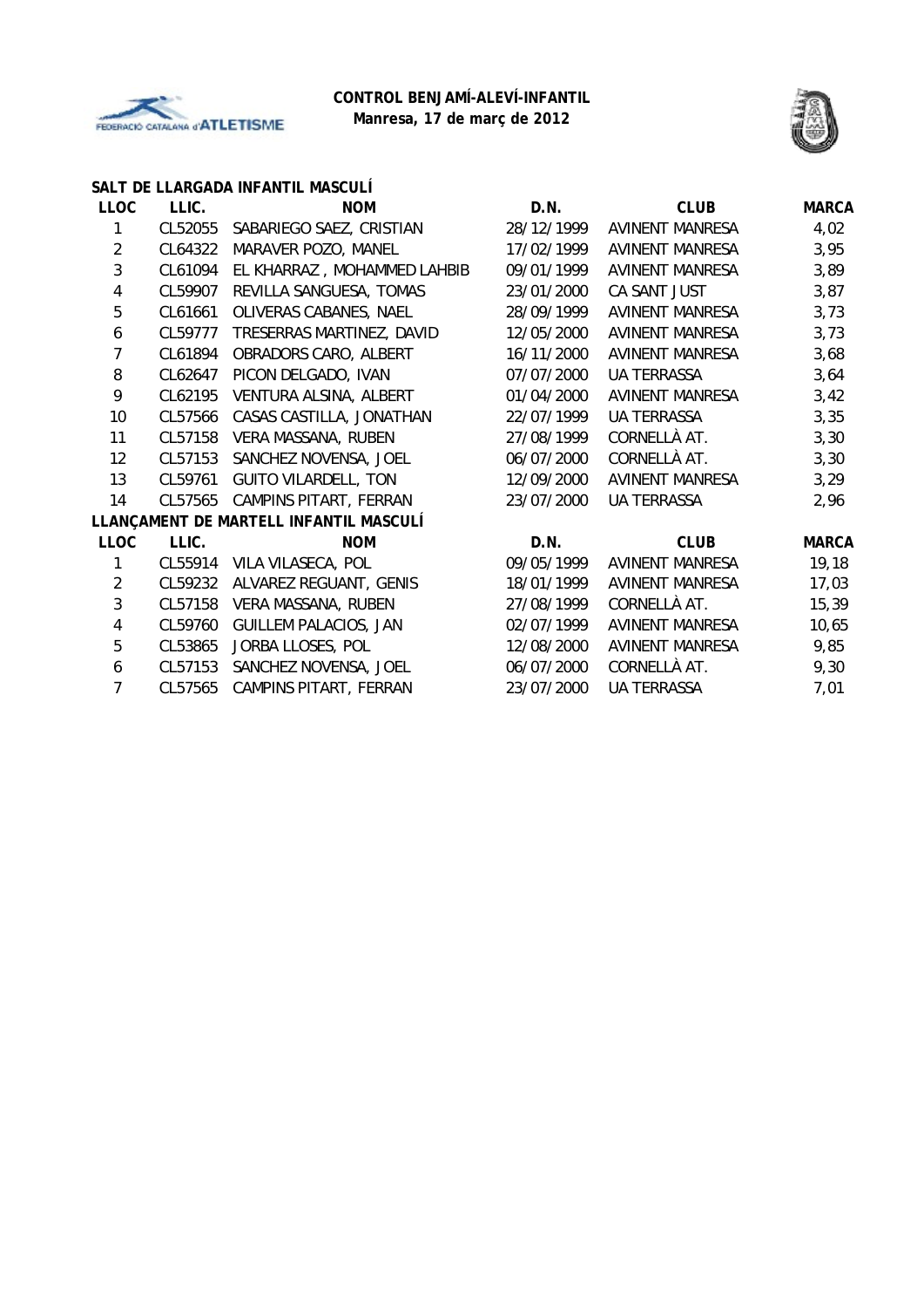**CONTROL BENJAMÍ-ALEVÍ-INFANTIL**
**Manresa, 17 de març de 2012**

### SALT DE LLARGADA INFANTIL MASCULÍ

| LLOC | LLIC. | NOM | D.N. | CLUB | MARCA |
|---|---|---|---|---|---|
| 1 | CL52055 | SABARIEGO SAEZ, CRISTIAN | 28/12/1999 | AVINENT MANRESA | 4,02 |
| 2 | CL64322 | MARAVER POZO, MANEL | 17/02/1999 | AVINENT MANRESA | 3,95 |
| 3 | CL61094 | EL KHARRAZ , MOHAMMED LAHBIB | 09/01/1999 | AVINENT MANRESA | 3,89 |
| 4 | CL59907 | REVILLA SANGUESA, TOMAS | 23/01/2000 | CA SANT JUST | 3,87 |
| 5 | CL61661 | OLIVERAS CABANES, NAEL | 28/09/1999 | AVINENT MANRESA | 3,73 |
| 6 | CL59777 | TRESERRAS MARTINEZ, DAVID | 12/05/2000 | AVINENT MANRESA | 3,73 |
| 7 | CL61894 | OBRADORS CARO, ALBERT | 16/11/2000 | AVINENT MANRESA | 3,68 |
| 8 | CL62647 | PICON DELGADO, IVAN | 07/07/2000 | UA TERRASSA | 3,64 |
| 9 | CL62195 | VENTURA ALSINA, ALBERT | 01/04/2000 | AVINENT MANRESA | 3,42 |
| 10 | CL57566 | CASAS CASTILLA, JONATHAN | 22/07/1999 | UA TERRASSA | 3,35 |
| 11 | CL57158 | VERA MASSANA, RUBEN | 27/08/1999 | CORNELLÀ AT. | 3,30 |
| 12 | CL57153 | SANCHEZ NOVENSA, JOEL | 06/07/2000 | CORNELLÀ AT. | 3,30 |
| 13 | CL59761 | GUITO VILARDELL, TON | 12/09/2000 | AVINENT MANRESA | 3,29 |
| 14 | CL57565 | CAMPINS PITART, FERRAN | 23/07/2000 | UA TERRASSA | 2,96 |

### LLANÇAMENT DE MARTELL INFANTIL MASCULÍ

| LLOC | LLIC. | NOM | D.N. | CLUB | MARCA |
|---|---|---|---|---|---|
| 1 | CL55914 | VILA VILASECA, POL | 09/05/1999 | AVINENT MANRESA | 19,18 |
| 2 | CL59232 | ALVAREZ REGUANT, GENIS | 18/01/1999 | AVINENT MANRESA | 17,03 |
| 3 | CL57158 | VERA MASSANA, RUBEN | 27/08/1999 | CORNELLÀ AT. | 15,39 |
| 4 | CL59760 | GUILLEM PALACIOS, JAN | 02/07/1999 | AVINENT MANRESA | 10,65 |
| 5 | CL53865 | JORBA LLOSES, POL | 12/08/2000 | AVINENT MANRESA | 9,85 |
| 6 | CL57153 | SANCHEZ NOVENSA, JOEL | 06/07/2000 | CORNELLÀ AT. | 9,30 |
| 7 | CL57565 | CAMPINS PITART, FERRAN | 23/07/2000 | UA TERRASSA | 7,01 |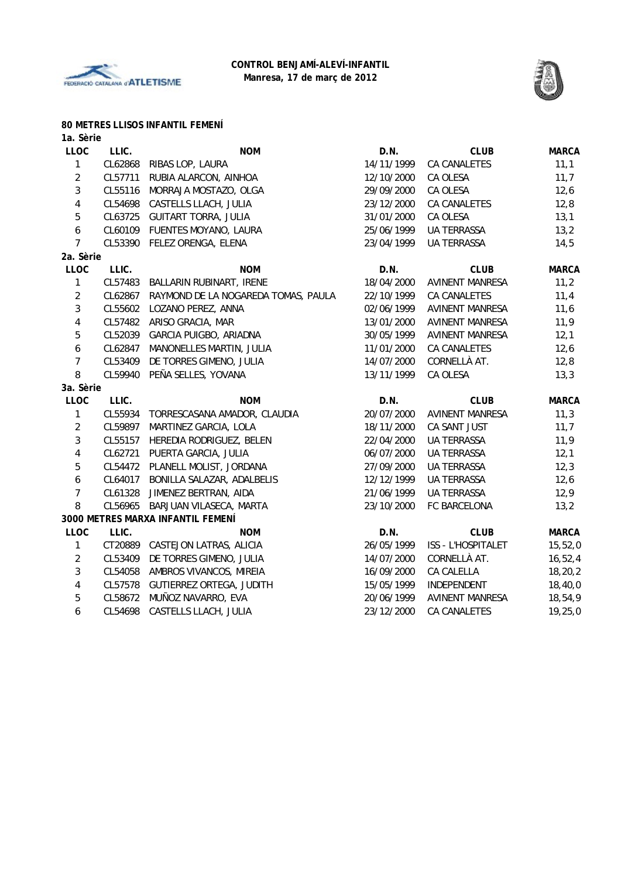**CONTROL BENJAMÍ-ALEVÍ-INFANTIL**
**Manresa, 17 de març de 2012**

### 80 METRES LLISOS INFANTIL FEMENÍ

**1a. Sèrie**

| LLOC | LLIC. | NOM | D.N. | CLUB | MARCA |
|---|---|---|---|---|---|
| 1 | CL62868 | RIBAS LOP, LAURA | 14/11/1999 | CA CANALETES | 11,1 |
| 2 | CL57711 | RUBIA ALARCON, AINHOA | 12/10/2000 | CA OLESA | 11,7 |
| 3 | CL55116 | MORRAJA MOSTAZO, OLGA | 29/09/2000 | CA OLESA | 12,6 |
| 4 | CL54698 | CASTELLS LLACH, JULIA | 23/12/2000 | CA CANALETES | 12,8 |
| 5 | CL63725 | GUITART TORRA, JULIA | 31/01/2000 | CA OLESA | 13,1 |
| 6 | CL60109 | FUENTES MOYANO, LAURA | 25/06/1999 | UA TERRASSA | 13,2 |
| 7 | CL53390 | FELEZ ORENGA, ELENA | 23/04/1999 | UA TERRASSA | 14,5 |

**2a. Sèrie**

| LLOC | LLIC. | NOM | D.N. | CLUB | MARCA |
|---|---|---|---|---|---|
| 1 | CL57483 | BALLARIN RUBINART, IRENE | 18/04/2000 | AVINENT MANRESA | 11,2 |
| 2 | CL62867 | RAYMOND DE LA NOGAREDA TOMAS, PAULA | 22/10/1999 | CA CANALETES | 11,4 |
| 3 | CL55602 | LOZANO PEREZ, ANNA | 02/06/1999 | AVINENT MANRESA | 11,6 |
| 4 | CL57482 | ARISO GRACIA, MAR | 13/01/2000 | AVINENT MANRESA | 11,9 |
| 5 | CL52039 | GARCIA PUIGBO, ARIADNA | 30/05/1999 | AVINENT MANRESA | 12,1 |
| 6 | CL62847 | MANONELLES MARTIN, JULIA | 11/01/2000 | CA CANALETES | 12,6 |
| 7 | CL53409 | DE TORRES GIMENO, JULIA | 14/07/2000 | CORNELLÀ AT. | 12,8 |
| 8 | CL59940 | PEÑA SELLES, YOVANA | 13/11/1999 | CA OLESA | 13,3 |

**3a. Sèrie**

| LLOC | LLIC. | NOM | D.N. | CLUB | MARCA |
|---|---|---|---|---|---|
| 1 | CL55934 | TORRESCASANA AMADOR, CLAUDIA | 20/07/2000 | AVINENT MANRESA | 11,3 |
| 2 | CL59897 | MARTINEZ GARCIA, LOLA | 18/11/2000 | CA SANT JUST | 11,7 |
| 3 | CL55157 | HEREDIA RODRIGUEZ, BELEN | 22/04/2000 | UA TERRASSA | 11,9 |
| 4 | CL62721 | PUERTA GARCIA, JULIA | 06/07/2000 | UA TERRASSA | 12,1 |
| 5 | CL54472 | PLANELL MOLIST, JORDANA | 27/09/2000 | UA TERRASSA | 12,3 |
| 6 | CL64017 | BONILLA SALAZAR, ADALBELIS | 12/12/1999 | UA TERRASSA | 12,6 |
| 7 | CL61328 | JIMENEZ BERTRAN, AIDA | 21/06/1999 | UA TERRASSA | 12,9 |
| 8 | CL56965 | BARJUAN VILASECA, MARTA | 23/10/2000 | FC BARCELONA | 13,2 |

### 3000 METRES MARXA INFANTIL FEMENÍ

| LLOC | LLIC. | NOM | D.N. | CLUB | MARCA |
|---|---|---|---|---|---|
| 1 | CT20889 | CASTEJON LATRAS, ALICIA | 26/05/1999 | ISS - L'HOSPITALET | 15,52,0 |
| 2 | CL53409 | DE TORRES GIMENO, JULIA | 14/07/2000 | CORNELLÀ AT. | 16,52,4 |
| 3 | CL54058 | AMBROS VIVANCOS, MIREIA | 16/09/2000 | CA CALELLA | 18,20,2 |
| 4 | CL57578 | GUTIERREZ ORTEGA, JUDITH | 15/05/1999 | INDEPENDENT | 18,40,0 |
| 5 | CL58672 | MUÑOZ NAVARRO, EVA | 20/06/1999 | AVINENT MANRESA | 18,54,9 |
| 6 | CL54698 | CASTELLS LLACH, JULIA | 23/12/2000 | CA CANALETES | 19,25,0 |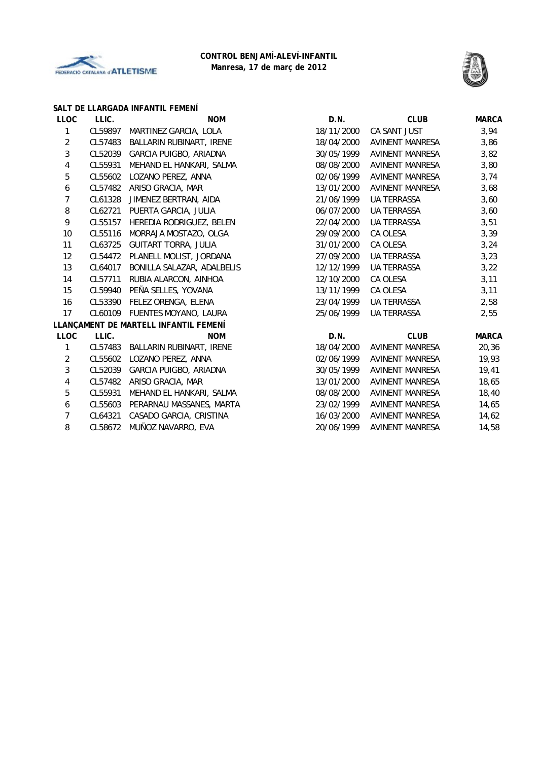**CONTROL BENJAMÍ-ALEVÍ-INFANTIL**
**Manresa, 17 de març de 2012**

### SALT DE LLARGADA INFANTIL FEMENÍ

| LLOC | LLIC. | NOM | D.N. | CLUB | MARCA |
|---|---|---|---|---|---|
| 1 | CL59897 | MARTINEZ GARCIA, LOLA | 18/11/2000 | CA SANT JUST | 3,94 |
| 2 | CL57483 | BALLARIN RUBINART, IRENE | 18/04/2000 | AVINENT MANRESA | 3,86 |
| 3 | CL52039 | GARCIA PUIGBO, ARIADNA | 30/05/1999 | AVINENT MANRESA | 3,82 |
| 4 | CL55931 | MEHAND EL HANKARI, SALMA | 08/08/2000 | AVINENT MANRESA | 3,80 |
| 5 | CL55602 | LOZANO PEREZ, ANNA | 02/06/1999 | AVINENT MANRESA | 3,74 |
| 6 | CL57482 | ARISO GRACIA, MAR | 13/01/2000 | AVINENT MANRESA | 3,68 |
| 7 | CL61328 | JIMENEZ BERTRAN, AIDA | 21/06/1999 | UA TERRASSA | 3,60 |
| 8 | CL62721 | PUERTA GARCIA, JULIA | 06/07/2000 | UA TERRASSA | 3,60 |
| 9 | CL55157 | HEREDIA RODRIGUEZ, BELEN | 22/04/2000 | UA TERRASSA | 3,51 |
| 10 | CL55116 | MORRAJA MOSTAZO, OLGA | 29/09/2000 | CA OLESA | 3,39 |
| 11 | CL63725 | GUITART TORRA, JULIA | 31/01/2000 | CA OLESA | 3,24 |
| 12 | CL54472 | PLANELL MOLIST, JORDANA | 27/09/2000 | UA TERRASSA | 3,23 |
| 13 | CL64017 | BONILLA SALAZAR, ADALBELIS | 12/12/1999 | UA TERRASSA | 3,22 |
| 14 | CL57711 | RUBIA ALARCON, AINHOA | 12/10/2000 | CA OLESA | 3,11 |
| 15 | CL59940 | PEÑA SELLES, YOVANA | 13/11/1999 | CA OLESA | 3,11 |
| 16 | CL53390 | FELEZ ORENGA, ELENA | 23/04/1999 | UA TERRASSA | 2,58 |
| 17 | CL60109 | FUENTES MOYANO, LAURA | 25/06/1999 | UA TERRASSA | 2,55 |

### LLANÇAMENT DE MARTELL INFANTIL FEMENÍ

| LLOC | LLIC. | NOM | D.N. | CLUB | MARCA |
|---|---|---|---|---|---|
| 1 | CL57483 | BALLARIN RUBINART, IRENE | 18/04/2000 | AVINENT MANRESA | 20,36 |
| 2 | CL55602 | LOZANO PEREZ, ANNA | 02/06/1999 | AVINENT MANRESA | 19,93 |
| 3 | CL52039 | GARCIA PUIGBO, ARIADNA | 30/05/1999 | AVINENT MANRESA | 19,41 |
| 4 | CL57482 | ARISO GRACIA, MAR | 13/01/2000 | AVINENT MANRESA | 18,65 |
| 5 | CL55931 | MEHAND EL HANKARI, SALMA | 08/08/2000 | AVINENT MANRESA | 18,40 |
| 6 | CL55603 | PERARNAU MASSANES, MARTA | 23/02/1999 | AVINENT MANRESA | 14,65 |
| 7 | CL64321 | CASADO GARCIA, CRISTINA | 16/03/2000 | AVINENT MANRESA | 14,62 |
| 8 | CL58672 | MUÑOZ NAVARRO, EVA | 20/06/1999 | AVINENT MANRESA | 14,58 |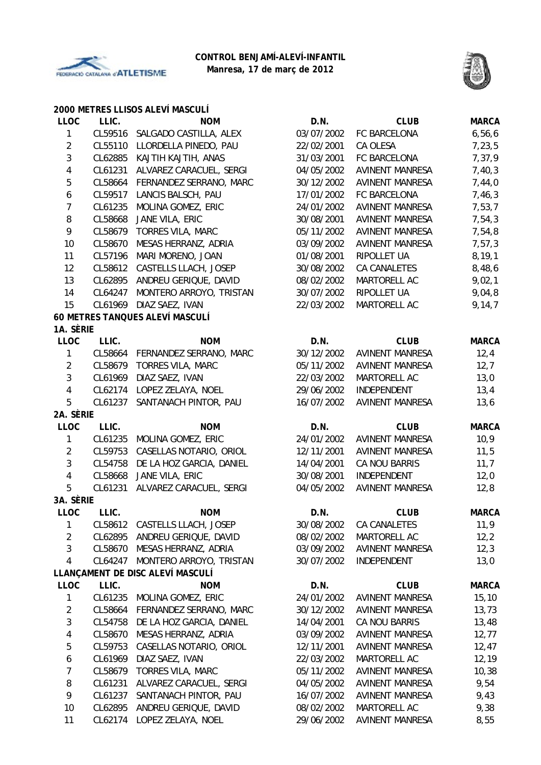**CONTROL BENJAMÍ-ALEVÍ-INFANTIL**
**Manresa, 17 de març de 2012**

### 2000 METRES LLISOS ALEVÍ MASCULÍ

| LLOC | LLIC. | NOM | D.N. | CLUB | MARCA |
|---|---|---|---|---|---|
| 1 | CL59516 | SALGADO CASTILLA, ALEX | 03/07/2002 | FC BARCELONA | 6,56,6 |
| 2 | CL55110 | LLORDELLA PINEDO, PAU | 22/02/2001 | CA OLESA | 7,23,5 |
| 3 | CL62885 | KAJTIH KAJTIH, ANAS | 31/03/2001 | FC BARCELONA | 7,37,9 |
| 4 | CL61231 | ALVAREZ CARACUEL, SERGI | 04/05/2002 | AVINENT MANRESA | 7,40,3 |
| 5 | CL58664 | FERNANDEZ SERRANO, MARC | 30/12/2002 | AVINENT MANRESA | 7,44,0 |
| 6 | CL59517 | LANCIS BALSCH, PAU | 17/01/2002 | FC BARCELONA | 7,46,3 |
| 7 | CL61235 | MOLINA GOMEZ, ERIC | 24/01/2002 | AVINENT MANRESA | 7,53,7 |
| 8 | CL58668 | JANE VILA, ERIC | 30/08/2001 | AVINENT MANRESA | 7,54,3 |
| 9 | CL58679 | TORRES VILA, MARC | 05/11/2002 | AVINENT MANRESA | 7,54,8 |
| 10 | CL58670 | MESAS HERRANZ, ADRIA | 03/09/2002 | AVINENT MANRESA | 7,57,3 |
| 11 | CL57196 | MARI MORENO, JOAN | 01/08/2001 | RIPOLLET UA | 8,19,1 |
| 12 | CL58612 | CASTELLS LLACH, JOSEP | 30/08/2002 | CA CANALETES | 8,48,6 |
| 13 | CL62895 | ANDREU GERIQUE, DAVID | 08/02/2002 | MARTORELL AC | 9,02,1 |
| 14 | CL64247 | MONTERO ARROYO, TRISTAN | 30/07/2002 | RIPOLLET UA | 9,04,8 |
| 15 | CL61969 | DIAZ SAEZ, IVAN | 22/03/2002 | MARTORELL AC | 9,14,7 |

### 60 METRES TANQUES ALEVÍ MASCULÍ

**1A. SÈRIE**

| LLOC | LLIC. | NOM | D.N. | CLUB | MARCA |
|---|---|---|---|---|---|
| 1 | CL58664 | FERNANDEZ SERRANO, MARC | 30/12/2002 | AVINENT MANRESA | 12,4 |
| 2 | CL58679 | TORRES VILA, MARC | 05/11/2002 | AVINENT MANRESA | 12,7 |
| 3 | CL61969 | DIAZ SAEZ, IVAN | 22/03/2002 | MARTORELL AC | 13,0 |
| 4 | CL62174 | LOPEZ ZELAYA, NOEL | 29/06/2002 | INDEPENDENT | 13,4 |
| 5 | CL61237 | SANTANACH PINTOR, PAU | 16/07/2002 | AVINENT MANRESA | 13,6 |

**2A. SÈRIE**

| LLOC | LLIC. | NOM | D.N. | CLUB | MARCA |
|---|---|---|---|---|---|
| 1 | CL61235 | MOLINA GOMEZ, ERIC | 24/01/2002 | AVINENT MANRESA | 10,9 |
| 2 | CL59753 | CASELLAS NOTARIO, ORIOL | 12/11/2001 | AVINENT MANRESA | 11,5 |
| 3 | CL54758 | DE LA HOZ GARCIA, DANIEL | 14/04/2001 | CA NOU BARRIS | 11,7 |
| 4 | CL58668 | JANE VILA, ERIC | 30/08/2001 | INDEPENDENT | 12,0 |
| 5 | CL61231 | ALVAREZ CARACUEL, SERGI | 04/05/2002 | AVINENT MANRESA | 12,8 |

**3A. SÈRIE**

| LLOC | LLIC. | NOM | D.N. | CLUB | MARCA |
|---|---|---|---|---|---|
| 1 | CL58612 | CASTELLS LLACH, JOSEP | 30/08/2002 | CA CANALETES | 11,9 |
| 2 | CL62895 | ANDREU GERIQUE, DAVID | 08/02/2002 | MARTORELL AC | 12,2 |
| 3 | CL58670 | MESAS HERRANZ, ADRIA | 03/09/2002 | AVINENT MANRESA | 12,3 |
| 4 | CL64247 | MONTERO ARROYO, TRISTAN | 30/07/2002 | INDEPENDENT | 13,0 |

### LLANÇAMENT DE DISC ALEVÍ MASCULÍ

| LLOC | LLIC. | NOM | D.N. | CLUB | MARCA |
|---|---|---|---|---|---|
| 1 | CL61235 | MOLINA GOMEZ, ERIC | 24/01/2002 | AVINENT MANRESA | 15,10 |
| 2 | CL58664 | FERNANDEZ SERRANO, MARC | 30/12/2002 | AVINENT MANRESA | 13,73 |
| 3 | CL54758 | DE LA HOZ GARCIA, DANIEL | 14/04/2001 | CA NOU BARRIS | 13,48 |
| 4 | CL58670 | MESAS HERRANZ, ADRIA | 03/09/2002 | AVINENT MANRESA | 12,77 |
| 5 | CL59753 | CASELLAS NOTARIO, ORIOL | 12/11/2001 | AVINENT MANRESA | 12,47 |
| 6 | CL61969 | DIAZ SAEZ, IVAN | 22/03/2002 | MARTORELL AC | 12,19 |
| 7 | CL58679 | TORRES VILA, MARC | 05/11/2002 | AVINENT MANRESA | 10,38 |
| 8 | CL61231 | ALVAREZ CARACUEL, SERGI | 04/05/2002 | AVINENT MANRESA | 9,54 |
| 9 | CL61237 | SANTANACH PINTOR, PAU | 16/07/2002 | AVINENT MANRESA | 9,43 |
| 10 | CL62895 | ANDREU GERIQUE, DAVID | 08/02/2002 | MARTORELL AC | 9,38 |
| 11 | CL62174 | LOPEZ ZELAYA, NOEL | 29/06/2002 | AVINENT MANRESA | 8,55 |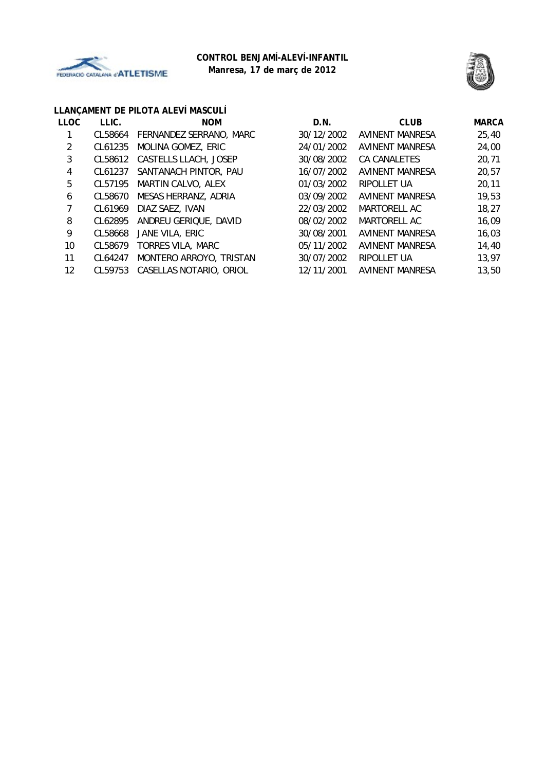**CONTROL BENJAMÍ-ALEVÍ-INFANTIL**
**Manresa, 17 de març de 2012**

### LLANÇAMENT DE PILOTA ALEVÍ MASCULÍ

| LLOC | LLIC. | NOM | D.N. | CLUB | MARCA |
|---|---|---|---|---|---|
| 1 | CL58664 | FERNANDEZ SERRANO, MARC | 30/12/2002 | AVINENT MANRESA | 25,40 |
| 2 | CL61235 | MOLINA GOMEZ, ERIC | 24/01/2002 | AVINENT MANRESA | 24,00 |
| 3 | CL58612 | CASTELLS LLACH, JOSEP | 30/08/2002 | CA CANALETES | 20,71 |
| 4 | CL61237 | SANTANACH PINTOR, PAU | 16/07/2002 | AVINENT MANRESA | 20,57 |
| 5 | CL57195 | MARTIN CALVO, ALEX | 01/03/2002 | RIPOLLET UA | 20,11 |
| 6 | CL58670 | MESAS HERRANZ, ADRIA | 03/09/2002 | AVINENT MANRESA | 19,53 |
| 7 | CL61969 | DIAZ SAEZ, IVAN | 22/03/2002 | MARTORELL AC | 18,27 |
| 8 | CL62895 | ANDREU GERIQUE, DAVID | 08/02/2002 | MARTORELL AC | 16,09 |
| 9 | CL58668 | JANE VILA, ERIC | 30/08/2001 | AVINENT MANRESA | 16,03 |
| 10 | CL58679 | TORRES VILA, MARC | 05/11/2002 | AVINENT MANRESA | 14,40 |
| 11 | CL64247 | MONTERO ARROYO, TRISTAN | 30/07/2002 | RIPOLLET UA | 13,97 |
| 12 | CL59753 | CASELLAS NOTARIO, ORIOL | 12/11/2001 | AVINENT MANRESA | 13,50 |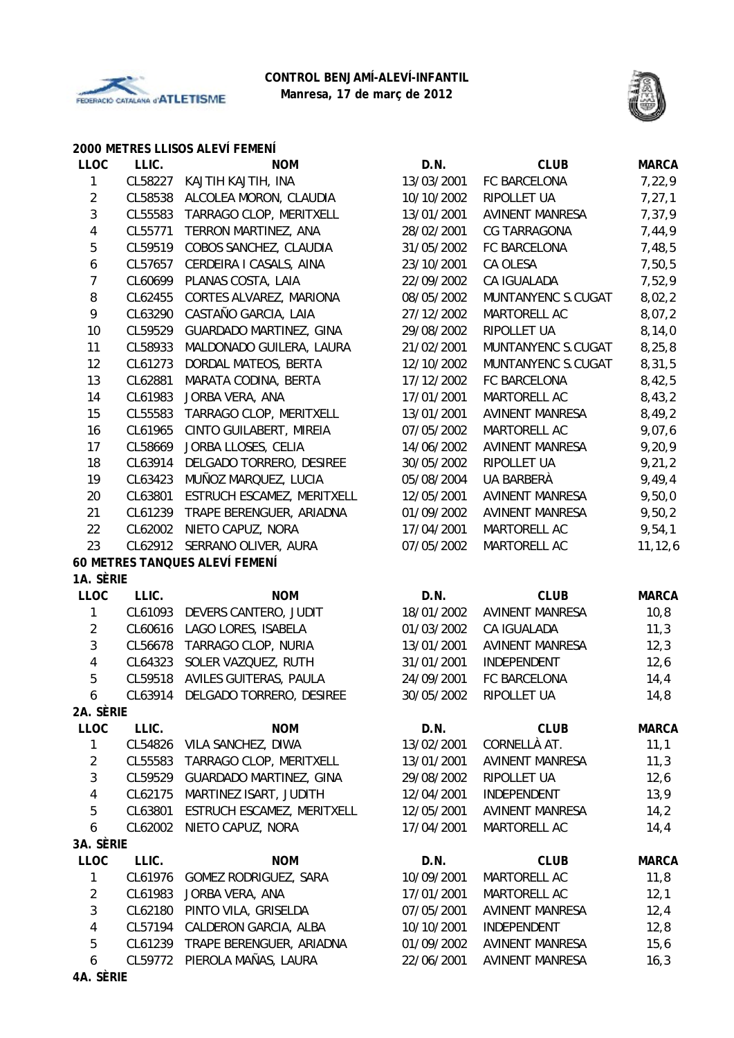**CONTROL BENJAMÍ-ALEVÍ-INFANTIL**
**Manresa, 17 de març de 2012**

### 2000 METRES LLISOS ALEVÍ FEMENÍ

| LLOC | LLIC. | NOM | D.N. | CLUB | MARCA |
|---|---|---|---|---|---|
| 1 | CL58227 | KAJTIH KAJTIH, INA | 13/03/2001 | FC BARCELONA | 7,22,9 |
| 2 | CL58538 | ALCOLEA MORON, CLAUDIA | 10/10/2002 | RIPOLLET UA | 7,27,1 |
| 3 | CL55583 | TARRAGO CLOP, MERITXELL | 13/01/2001 | AVINENT MANRESA | 7,37,9 |
| 4 | CL55771 | TERRON MARTINEZ, ANA | 28/02/2001 | CG TARRAGONA | 7,44,9 |
| 5 | CL59519 | COBOS SANCHEZ, CLAUDIA | 31/05/2002 | FC BARCELONA | 7,48,5 |
| 6 | CL57657 | CERDEIRA I CASALS, AINA | 23/10/2001 | CA OLESA | 7,50,5 |
| 7 | CL60699 | PLANAS COSTA, LAIA | 22/09/2002 | CA IGUALADA | 7,52,9 |
| 8 | CL62455 | CORTES ALVAREZ, MARIONA | 08/05/2002 | MUNTANYENC S.CUGAT | 8,02,2 |
| 9 | CL63290 | CASTAÑO GARCIA, LAIA | 27/12/2002 | MARTORELL AC | 8,07,2 |
| 10 | CL59529 | GUARDADO MARTINEZ, GINA | 29/08/2002 | RIPOLLET UA | 8,14,0 |
| 11 | CL58933 | MALDONADO GUILERA, LAURA | 21/02/2001 | MUNTANYENC S.CUGAT | 8,25,8 |
| 12 | CL61273 | DORDAL MATEOS, BERTA | 12/10/2002 | MUNTANYENC S.CUGAT | 8,31,5 |
| 13 | CL62881 | MARATA CODINA, BERTA | 17/12/2002 | FC BARCELONA | 8,42,5 |
| 14 | CL61983 | JORBA VERA, ANA | 17/01/2001 | MARTORELL AC | 8,43,2 |
| 15 | CL55583 | TARRAGO CLOP, MERITXELL | 13/01/2001 | AVINENT MANRESA | 8,49,2 |
| 16 | CL61965 | CINTO GUILABERT, MIREIA | 07/05/2002 | MARTORELL AC | 9,07,6 |
| 17 | CL58669 | JORBA LLOSES, CELIA | 14/06/2002 | AVINENT MANRESA | 9,20,9 |
| 18 | CL63914 | DELGADO TORRERO, DESIREE | 30/05/2002 | RIPOLLET UA | 9,21,2 |
| 19 | CL63423 | MUÑOZ MARQUEZ, LUCIA | 05/08/2004 | UA BARBERÀ | 9,49,4 |
| 20 | CL63801 | ESTRUCH ESCAMEZ, MERITXELL | 12/05/2001 | AVINENT MANRESA | 9,50,0 |
| 21 | CL61239 | TRAPE BERENGUER, ARIADNA | 01/09/2002 | AVINENT MANRESA | 9,50,2 |
| 22 | CL62002 | NIETO CAPUZ, NORA | 17/04/2001 | MARTORELL AC | 9,54,1 |
| 23 | CL62912 | SERRANO OLIVER, AURA | 07/05/2002 | MARTORELL AC | 11,12,6 |

### 60 METRES TANQUES ALEVÍ FEMENÍ

**1A. SÈRIE**

| LLOC | LLIC. | NOM | D.N. | CLUB | MARCA |
|---|---|---|---|---|---|
| 1 | CL61093 | DEVERS CANTERO, JUDIT | 18/01/2002 | AVINENT MANRESA | 10,8 |
| 2 | CL60616 | LAGO LORES, ISABELA | 01/03/2002 | CA IGUALADA | 11,3 |
| 3 | CL56678 | TARRAGO CLOP, NURIA | 13/01/2001 | AVINENT MANRESA | 12,3 |
| 4 | CL64323 | SOLER VAZQUEZ, RUTH | 31/01/2001 | INDEPENDENT | 12,6 |
| 5 | CL59518 | AVILES GUITERAS, PAULA | 24/09/2001 | FC BARCELONA | 14,4 |
| 6 | CL63914 | DELGADO TORRERO, DESIREE | 30/05/2002 | RIPOLLET UA | 14,8 |

**2A. SÈRIE**

| LLOC | LLIC. | NOM | D.N. | CLUB | MARCA |
|---|---|---|---|---|---|
| 1 | CL54826 | VILA SANCHEZ, DIWA | 13/02/2001 | CORNELLÀ AT. | 11,1 |
| 2 | CL55583 | TARRAGO CLOP, MERITXELL | 13/01/2001 | AVINENT MANRESA | 11,3 |
| 3 | CL59529 | GUARDADO MARTINEZ, GINA | 29/08/2002 | RIPOLLET UA | 12,6 |
| 4 | CL62175 | MARTINEZ ISART, JUDITH | 12/04/2001 | INDEPENDENT | 13,9 |
| 5 | CL63801 | ESTRUCH ESCAMEZ, MERITXELL | 12/05/2001 | AVINENT MANRESA | 14,2 |
| 6 | CL62002 | NIETO CAPUZ, NORA | 17/04/2001 | MARTORELL AC | 14,4 |

**3A. SÈRIE**

| LLOC | LLIC. | NOM | D.N. | CLUB | MARCA |
|---|---|---|---|---|---|
| 1 | CL61976 | GOMEZ RODRIGUEZ, SARA | 10/09/2001 | MARTORELL AC | 11,8 |
| 2 | CL61983 | JORBA VERA, ANA | 17/01/2001 | MARTORELL AC | 12,1 |
| 3 | CL62180 | PINTO VILA, GRISELDA | 07/05/2001 | AVINENT MANRESA | 12,4 |
| 4 | CL57194 | CALDERON GARCIA, ALBA | 10/10/2001 | INDEPENDENT | 12,8 |
| 5 | CL61239 | TRAPE BERENGUER, ARIADNA | 01/09/2002 | AVINENT MANRESA | 15,6 |
| 6 | CL59772 | PIEROLA MAÑAS, LAURA | 22/06/2001 | AVINENT MANRESA | 16,3 |

**4A. SÈRIE**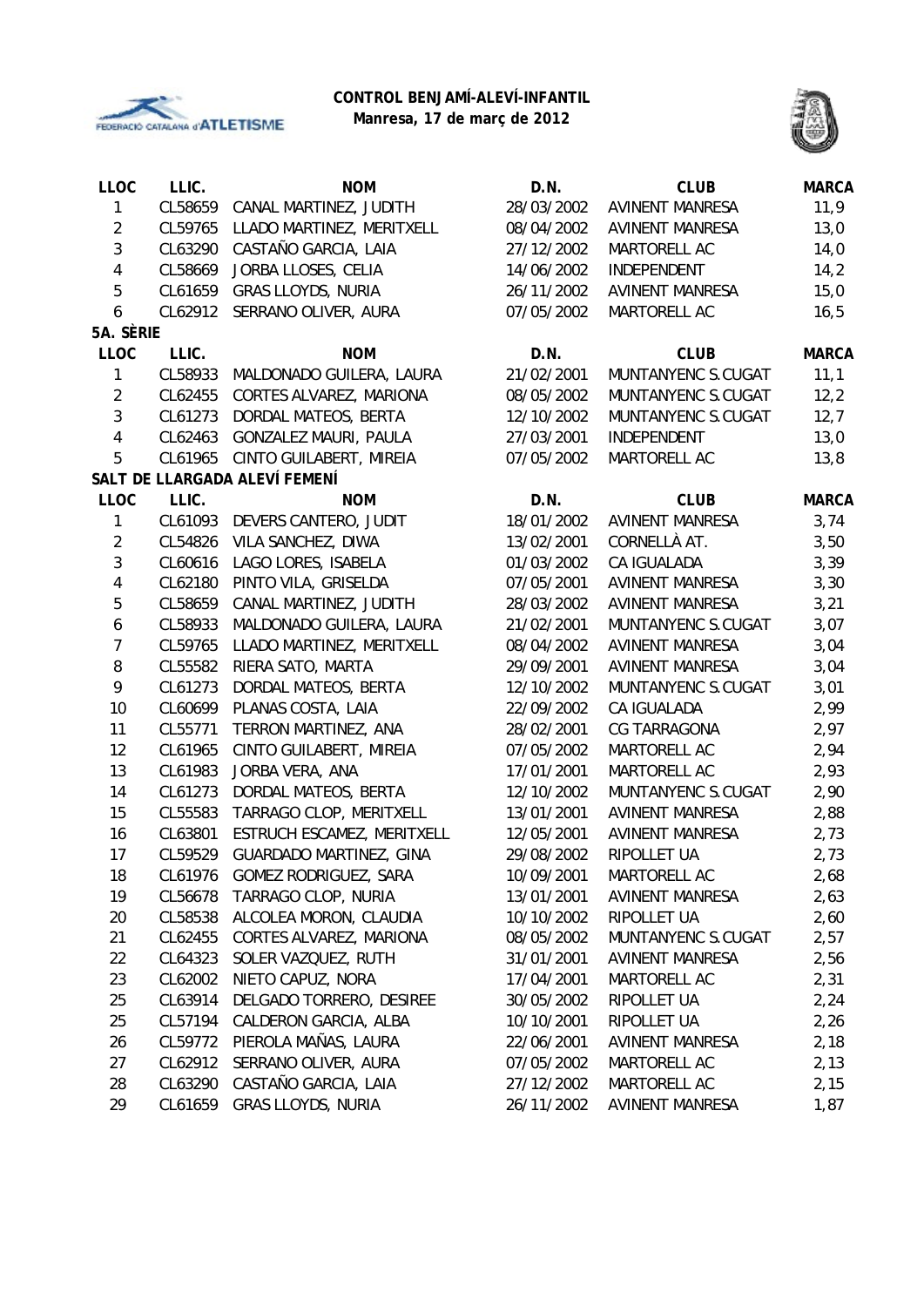**CONTROL BENJAMÍ-ALEVÍ-INFANTIL**
**Manresa, 17 de març de 2012**

| LLOC | LLIC. | NOM | D.N. | CLUB | MARCA |
|---|---|---|---|---|---|
| 1 | CL58659 | CANAL MARTINEZ, JUDITH | 28/03/2002 | AVINENT MANRESA | 11,9 |
| 2 | CL59765 | LLADO MARTINEZ, MERITXELL | 08/04/2002 | AVINENT MANRESA | 13,0 |
| 3 | CL63290 | CASTAÑO GARCIA, LAIA | 27/12/2002 | MARTORELL AC | 14,0 |
| 4 | CL58669 | JORBA LLOSES, CELIA | 14/06/2002 | INDEPENDENT | 14,2 |
| 5 | CL61659 | GRAS LLOYDS, NURIA | 26/11/2002 | AVINENT MANRESA | 15,0 |
| 6 | CL62912 | SERRANO OLIVER, AURA | 07/05/2002 | MARTORELL AC | 16,5 |

**5A. SÈRIE**

| LLOC | LLIC. | NOM | D.N. | CLUB | MARCA |
|---|---|---|---|---|---|
| 1 | CL58933 | MALDONADO GUILERA, LAURA | 21/02/2001 | MUNTANYENC S.CUGAT | 11,1 |
| 2 | CL62455 | CORTES ALVAREZ, MARIONA | 08/05/2002 | MUNTANYENC S.CUGAT | 12,2 |
| 3 | CL61273 | DORDAL MATEOS, BERTA | 12/10/2002 | MUNTANYENC S.CUGAT | 12,7 |
| 4 | CL62463 | GONZALEZ MAURI, PAULA | 27/03/2001 | INDEPENDENT | 13,0 |
| 5 | CL61965 | CINTO GUILABERT, MIREIA | 07/05/2002 | MARTORELL AC | 13,8 |

**SALT DE LLARGADA ALEVÍ FEMENÍ**

| LLOC | LLIC. | NOM | D.N. | CLUB | MARCA |
|---|---|---|---|---|---|
| 1 | CL61093 | DEVERS CANTERO, JUDIT | 18/01/2002 | AVINENT MANRESA | 3,74 |
| 2 | CL54826 | VILA SANCHEZ, DIWA | 13/02/2001 | CORNELLÀ AT. | 3,50 |
| 3 | CL60616 | LAGO LORES, ISABELA | 01/03/2002 | CA IGUALADA | 3,39 |
| 4 | CL62180 | PINTO VILA, GRISELDA | 07/05/2001 | AVINENT MANRESA | 3,30 |
| 5 | CL58659 | CANAL MARTINEZ, JUDITH | 28/03/2002 | AVINENT MANRESA | 3,21 |
| 6 | CL58933 | MALDONADO GUILERA, LAURA | 21/02/2001 | MUNTANYENC S.CUGAT | 3,07 |
| 7 | CL59765 | LLADO MARTINEZ, MERITXELL | 08/04/2002 | AVINENT MANRESA | 3,04 |
| 8 | CL55582 | RIERA SATO, MARTA | 29/09/2001 | AVINENT MANRESA | 3,04 |
| 9 | CL61273 | DORDAL MATEOS, BERTA | 12/10/2002 | MUNTANYENC S.CUGAT | 3,01 |
| 10 | CL60699 | PLANAS COSTA, LAIA | 22/09/2002 | CA IGUALADA | 2,99 |
| 11 | CL55771 | TERRON MARTINEZ, ANA | 28/02/2001 | CG TARRAGONA | 2,97 |
| 12 | CL61965 | CINTO GUILABERT, MIREIA | 07/05/2002 | MARTORELL AC | 2,94 |
| 13 | CL61983 | JORBA VERA, ANA | 17/01/2001 | MARTORELL AC | 2,93 |
| 14 | CL61273 | DORDAL MATEOS, BERTA | 12/10/2002 | MUNTANYENC S.CUGAT | 2,90 |
| 15 | CL55583 | TARRAGO CLOP, MERITXELL | 13/01/2001 | AVINENT MANRESA | 2,88 |
| 16 | CL63801 | ESTRUCH ESCAMEZ, MERITXELL | 12/05/2001 | AVINENT MANRESA | 2,73 |
| 17 | CL59529 | GUARDADO MARTINEZ, GINA | 29/08/2002 | RIPOLLET UA | 2,73 |
| 18 | CL61976 | GOMEZ RODRIGUEZ, SARA | 10/09/2001 | MARTORELL AC | 2,68 |
| 19 | CL56678 | TARRAGO CLOP, NURIA | 13/01/2001 | AVINENT MANRESA | 2,63 |
| 20 | CL58538 | ALCOLEA MORON, CLAUDIA | 10/10/2002 | RIPOLLET UA | 2,60 |
| 21 | CL62455 | CORTES ALVAREZ, MARIONA | 08/05/2002 | MUNTANYENC S.CUGAT | 2,57 |
| 22 | CL64323 | SOLER VAZQUEZ, RUTH | 31/01/2001 | AVINENT MANRESA | 2,56 |
| 23 | CL62002 | NIETO CAPUZ, NORA | 17/04/2001 | MARTORELL AC | 2,31 |
| 25 | CL63914 | DELGADO TORRERO, DESIREE | 30/05/2002 | RIPOLLET UA | 2,24 |
| 25 | CL57194 | CALDERON GARCIA, ALBA | 10/10/2001 | RIPOLLET UA | 2,26 |
| 26 | CL59772 | PIEROLA MAÑAS, LAURA | 22/06/2001 | AVINENT MANRESA | 2,18 |
| 27 | CL62912 | SERRANO OLIVER, AURA | 07/05/2002 | MARTORELL AC | 2,13 |
| 28 | CL63290 | CASTAÑO GARCIA, LAIA | 27/12/2002 | MARTORELL AC | 2,15 |
| 29 | CL61659 | GRAS LLOYDS, NURIA | 26/11/2002 | AVINENT MANRESA | 1,87 |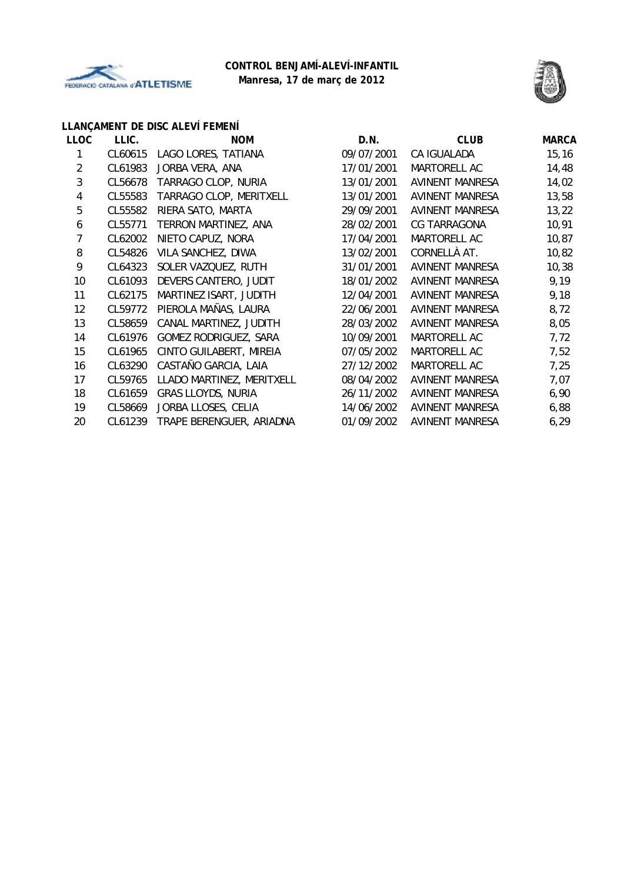**CONTROL BENJAMÍ-ALEVÍ-INFANTIL**
**Manresa, 17 de març de 2012**

**LLANÇAMENT DE DISC ALEVÍ FEMENÍ**

| LLOC | LLIC. | NOM | D.N. | CLUB | MARCA |
|---|---|---|---|---|---|
| 1 | CL60615 | LAGO LORES, TATIANA | 09/07/2001 | CA IGUALADA | 15,16 |
| 2 | CL61983 | JORBA VERA, ANA | 17/01/2001 | MARTORELL AC | 14,48 |
| 3 | CL56678 | TARRAGO CLOP, NURIA | 13/01/2001 | AVINENT MANRESA | 14,02 |
| 4 | CL55583 | TARRAGO CLOP, MERITXELL | 13/01/2001 | AVINENT MANRESA | 13,58 |
| 5 | CL55582 | RIERA SATO, MARTA | 29/09/2001 | AVINENT MANRESA | 13,22 |
| 6 | CL55771 | TERRON MARTINEZ, ANA | 28/02/2001 | CG TARRAGONA | 10,91 |
| 7 | CL62002 | NIETO CAPUZ, NORA | 17/04/2001 | MARTORELL AC | 10,87 |
| 8 | CL54826 | VILA SANCHEZ, DIWA | 13/02/2001 | CORNELLÀ AT. | 10,82 |
| 9 | CL64323 | SOLER VAZQUEZ, RUTH | 31/01/2001 | AVINENT MANRESA | 10,38 |
| 10 | CL61093 | DEVERS CANTERO, JUDIT | 18/01/2002 | AVINENT MANRESA | 9,19 |
| 11 | CL62175 | MARTINEZ ISART, JUDITH | 12/04/2001 | AVINENT MANRESA | 9,18 |
| 12 | CL59772 | PIEROLA MAÑAS, LAURA | 22/06/2001 | AVINENT MANRESA | 8,72 |
| 13 | CL58659 | CANAL MARTINEZ, JUDITH | 28/03/2002 | AVINENT MANRESA | 8,05 |
| 14 | CL61976 | GOMEZ RODRIGUEZ, SARA | 10/09/2001 | MARTORELL AC | 7,72 |
| 15 | CL61965 | CINTO GUILABERT, MIREIA | 07/05/2002 | MARTORELL AC | 7,52 |
| 16 | CL63290 | CASTAÑO GARCIA, LAIA | 27/12/2002 | MARTORELL AC | 7,25 |
| 17 | CL59765 | LLADO MARTINEZ, MERITXELL | 08/04/2002 | AVINENT MANRESA | 7,07 |
| 18 | CL61659 | GRAS LLOYDS, NURIA | 26/11/2002 | AVINENT MANRESA | 6,90 |
| 19 | CL58669 | JORBA LLOSES, CELIA | 14/06/2002 | AVINENT MANRESA | 6,88 |
| 20 | CL61239 | TRAPE BERENGUER, ARIADNA | 01/09/2002 | AVINENT MANRESA | 6,29 |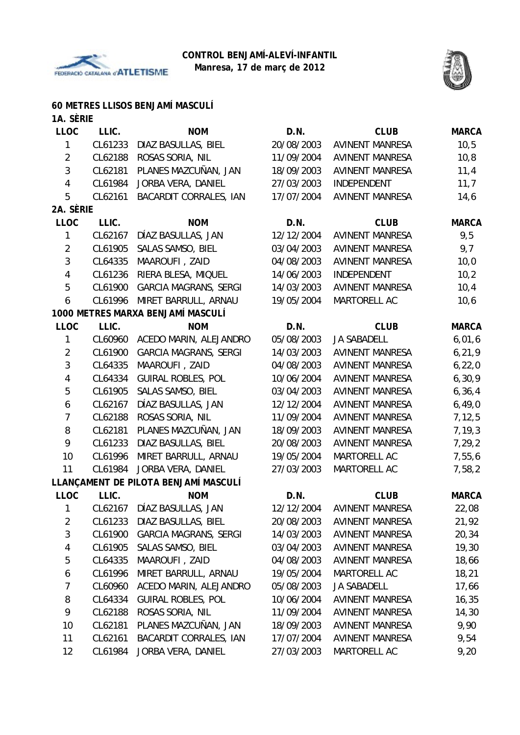**CONTROL BENJAMÍ-ALEVÍ-INFANTIL**
**Manresa, 17 de març de 2012**

## 60 METRES LLISOS BENJAMÍ MASCULÍ

### 1A. SÈRIE

| LLOC | LLIC. | NOM | D.N. | CLUB | MARCA |
|---|---|---|---|---|---|
| 1 | CL61233 | DIAZ BASULLAS, BIEL | 20/08/2003 | AVINENT MANRESA | 10,5 |
| 2 | CL62188 | ROSAS SORIA, NIL | 11/09/2004 | AVINENT MANRESA | 10,8 |
| 3 | CL62181 | PLANES MAZCUÑAN, JAN | 18/09/2003 | AVINENT MANRESA | 11,4 |
| 4 | CL61984 | JORBA VERA, DANIEL | 27/03/2003 | INDEPENDENT | 11,7 |
| 5 | CL62161 | BACARDIT CORRALES, IAN | 17/07/2004 | AVINENT MANRESA | 14,6 |

### 2A. SÈRIE

| LLOC | LLIC. | NOM | D.N. | CLUB | MARCA |
|---|---|---|---|---|---|
| 1 | CL62167 | DÍAZ BASULLAS, JAN | 12/12/2004 | AVINENT MANRESA | 9,5 |
| 2 | CL61905 | SALAS SAMSO, BIEL | 03/04/2003 | AVINENT MANRESA | 9,7 |
| 3 | CL64335 | MAAROUFI , ZAID | 04/08/2003 | AVINENT MANRESA | 10,0 |
| 4 | CL61236 | RIERA BLESA, MIQUEL | 14/06/2003 | INDEPENDENT | 10,2 |
| 5 | CL61900 | GARCIA MAGRANS, SERGI | 14/03/2003 | AVINENT MANRESA | 10,4 |
| 6 | CL61996 | MIRET BARRULL, ARNAU | 19/05/2004 | MARTORELL AC | 10,6 |

## 1000 METRES MARXA BENJAMÍ MASCULÍ

| LLOC | LLIC. | NOM | D.N. | CLUB | MARCA |
|---|---|---|---|---|---|
| 1 | CL60960 | ACEDO MARIN, ALEJANDRO | 05/08/2003 | JA SABADELL | 6,01,6 |
| 2 | CL61900 | GARCIA MAGRANS, SERGI | 14/03/2003 | AVINENT MANRESA | 6,21,9 |
| 3 | CL64335 | MAAROUFI , ZAID | 04/08/2003 | AVINENT MANRESA | 6,22,0 |
| 4 | CL64334 | GUIRAL ROBLES, POL | 10/06/2004 | AVINENT MANRESA | 6,30,9 |
| 5 | CL61905 | SALAS SAMSO, BIEL | 03/04/2003 | AVINENT MANRESA | 6,36,4 |
| 6 | CL62167 | DÍAZ BASULLAS, JAN | 12/12/2004 | AVINENT MANRESA | 6,49,0 |
| 7 | CL62188 | ROSAS SORIA, NIL | 11/09/2004 | AVINENT MANRESA | 7,12,5 |
| 8 | CL62181 | PLANES MAZCUÑAN, JAN | 18/09/2003 | AVINENT MANRESA | 7,19,3 |
| 9 | CL61233 | DIAZ BASULLAS, BIEL | 20/08/2003 | AVINENT MANRESA | 7,29,2 |
| 10 | CL61996 | MIRET BARRULL, ARNAU | 19/05/2004 | MARTORELL AC | 7,55,6 |
| 11 | CL61984 | JORBA VERA, DANIEL | 27/03/2003 | MARTORELL AC | 7,58,2 |

## LLANÇAMENT DE PILOTA BENJAMÍ MASCULÍ

| LLOC | LLIC. | NOM | D.N. | CLUB | MARCA |
|---|---|---|---|---|---|
| 1 | CL62167 | DÍAZ BASULLAS, JAN | 12/12/2004 | AVINENT MANRESA | 22,08 |
| 2 | CL61233 | DIAZ BASULLAS, BIEL | 20/08/2003 | AVINENT MANRESA | 21,92 |
| 3 | CL61900 | GARCIA MAGRANS, SERGI | 14/03/2003 | AVINENT MANRESA | 20,34 |
| 4 | CL61905 | SALAS SAMSO, BIEL | 03/04/2003 | AVINENT MANRESA | 19,30 |
| 5 | CL64335 | MAAROUFI , ZAID | 04/08/2003 | AVINENT MANRESA | 18,66 |
| 6 | CL61996 | MIRET BARRULL, ARNAU | 19/05/2004 | MARTORELL AC | 18,21 |
| 7 | CL60960 | ACEDO MARIN, ALEJANDRO | 05/08/2003 | JA SABADELL | 17,66 |
| 8 | CL64334 | GUIRAL ROBLES, POL | 10/06/2004 | AVINENT MANRESA | 16,35 |
| 9 | CL62188 | ROSAS SORIA, NIL | 11/09/2004 | AVINENT MANRESA | 14,30 |
| 10 | CL62181 | PLANES MAZCUÑAN, JAN | 18/09/2003 | AVINENT MANRESA | 9,90 |
| 11 | CL62161 | BACARDIT CORRALES, IAN | 17/07/2004 | AVINENT MANRESA | 9,54 |
| 12 | CL61984 | JORBA VERA, DANIEL | 27/03/2003 | MARTORELL AC | 9,20 |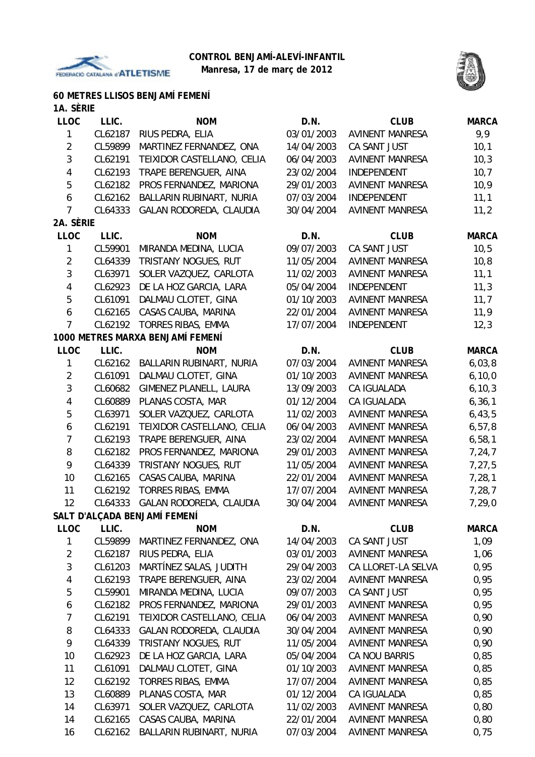**CONTROL BENJAMÍ-ALEVÍ-INFANTIL**
**Manresa, 17 de març de 2012**

## 60 METRES LLISOS BENJAMÍ FEMENÍ

### 1A. SÈRIE

| LLOC | LLIC. | NOM | D.N. | CLUB | MARCA |
|---|---|---|---|---|---|
| 1 | CL62187 | RIUS PEDRA, ELIA | 03/01/2003 | AVINENT MANRESA | 9,9 |
| 2 | CL59899 | MARTINEZ FERNANDEZ, ONA | 14/04/2003 | CA SANT JUST | 10,1 |
| 3 | CL62191 | TEIXIDOR CASTELLANO, CELIA | 06/04/2003 | AVINENT MANRESA | 10,3 |
| 4 | CL62193 | TRAPE BERENGUER, AINA | 23/02/2004 | INDEPENDENT | 10,7 |
| 5 | CL62182 | PROS FERNANDEZ, MARIONA | 29/01/2003 | AVINENT MANRESA | 10,9 |
| 6 | CL62162 | BALLARIN RUBINART, NURIA | 07/03/2004 | INDEPENDENT | 11,1 |
| 7 | CL64333 | GALAN RODOREDA, CLAUDIA | 30/04/2004 | AVINENT MANRESA | 11,2 |

### 2A. SÈRIE

| LLOC | LLIC. | NOM | D.N. | CLUB | MARCA |
|---|---|---|---|---|---|
| 1 | CL59901 | MIRANDA MEDINA, LUCIA | 09/07/2003 | CA SANT JUST | 10,5 |
| 2 | CL64339 | TRISTANY NOGUES, RUT | 11/05/2004 | AVINENT MANRESA | 10,8 |
| 3 | CL63971 | SOLER VAZQUEZ, CARLOTA | 11/02/2003 | AVINENT MANRESA | 11,1 |
| 4 | CL62923 | DE LA HOZ GARCIA, LARA | 05/04/2004 | INDEPENDENT | 11,3 |
| 5 | CL61091 | DALMAU CLOTET, GINA | 01/10/2003 | AVINENT MANRESA | 11,7 |
| 6 | CL62165 | CASAS CAUBA, MARINA | 22/01/2004 | AVINENT MANRESA | 11,9 |
| 7 | CL62192 | TORRES RIBAS, EMMA | 17/07/2004 | INDEPENDENT | 12,3 |

## 1000 METRES MARXA BENJAMÍ FEMENÍ

| LLOC | LLIC. | NOM | D.N. | CLUB | MARCA |
|---|---|---|---|---|---|
| 1 | CL62162 | BALLARIN RUBINART, NURIA | 07/03/2004 | AVINENT MANRESA | 6,03,8 |
| 2 | CL61091 | DALMAU CLOTET, GINA | 01/10/2003 | AVINENT MANRESA | 6,10,0 |
| 3 | CL60682 | GIMENEZ PLANELL, LAURA | 13/09/2003 | CA IGUALADA | 6,10,3 |
| 4 | CL60889 | PLANAS COSTA, MAR | 01/12/2004 | CA IGUALADA | 6,36,1 |
| 5 | CL63971 | SOLER VAZQUEZ, CARLOTA | 11/02/2003 | AVINENT MANRESA | 6,43,5 |
| 6 | CL62191 | TEIXIDOR CASTELLANO, CELIA | 06/04/2003 | AVINENT MANRESA | 6,57,8 |
| 7 | CL62193 | TRAPE BERENGUER, AINA | 23/02/2004 | AVINENT MANRESA | 6,58,1 |
| 8 | CL62182 | PROS FERNANDEZ, MARIONA | 29/01/2003 | AVINENT MANRESA | 7,24,7 |
| 9 | CL64339 | TRISTANY NOGUES, RUT | 11/05/2004 | AVINENT MANRESA | 7,27,5 |
| 10 | CL62165 | CASAS CAUBA, MARINA | 22/01/2004 | AVINENT MANRESA | 7,28,1 |
| 11 | CL62192 | TORRES RIBAS, EMMA | 17/07/2004 | AVINENT MANRESA | 7,28,7 |
| 12 | CL64333 | GALAN RODOREDA, CLAUDIA | 30/04/2004 | AVINENT MANRESA | 7,29,0 |

## SALT D'ALÇADA BENJAMÍ FEMENÍ

| LLOC | LLIC. | NOM | D.N. | CLUB | MARCA |
|---|---|---|---|---|---|
| 1 | CL59899 | MARTINEZ FERNANDEZ, ONA | 14/04/2003 | CA SANT JUST | 1,09 |
| 2 | CL62187 | RIUS PEDRA, ELIA | 03/01/2003 | AVINENT MANRESA | 1,06 |
| 3 | CL61203 | MARTÍNEZ SALAS, JUDITH | 29/04/2003 | CA LLORET-LA SELVA | 0,95 |
| 4 | CL62193 | TRAPE BERENGUER, AINA | 23/02/2004 | AVINENT MANRESA | 0,95 |
| 5 | CL59901 | MIRANDA MEDINA, LUCIA | 09/07/2003 | CA SANT JUST | 0,95 |
| 6 | CL62182 | PROS FERNANDEZ, MARIONA | 29/01/2003 | AVINENT MANRESA | 0,95 |
| 7 | CL62191 | TEIXIDOR CASTELLANO, CELIA | 06/04/2003 | AVINENT MANRESA | 0,90 |
| 8 | CL64333 | GALAN RODOREDA, CLAUDIA | 30/04/2004 | AVINENT MANRESA | 0,90 |
| 9 | CL64339 | TRISTANY NOGUES, RUT | 11/05/2004 | AVINENT MANRESA | 0,90 |
| 10 | CL62923 | DE LA HOZ GARCIA, LARA | 05/04/2004 | CA NOU BARRIS | 0,85 |
| 11 | CL61091 | DALMAU CLOTET, GINA | 01/10/2003 | AVINENT MANRESA | 0,85 |
| 12 | CL62192 | TORRES RIBAS, EMMA | 17/07/2004 | AVINENT MANRESA | 0,85 |
| 13 | CL60889 | PLANAS COSTA, MAR | 01/12/2004 | CA IGUALADA | 0,85 |
| 14 | CL63971 | SOLER VAZQUEZ, CARLOTA | 11/02/2003 | AVINENT MANRESA | 0,80 |
| 14 | CL62165 | CASAS CAUBA, MARINA | 22/01/2004 | AVINENT MANRESA | 0,80 |
| 16 | CL62162 | BALLARIN RUBINART, NURIA | 07/03/2004 | AVINENT MANRESA | 0,75 |